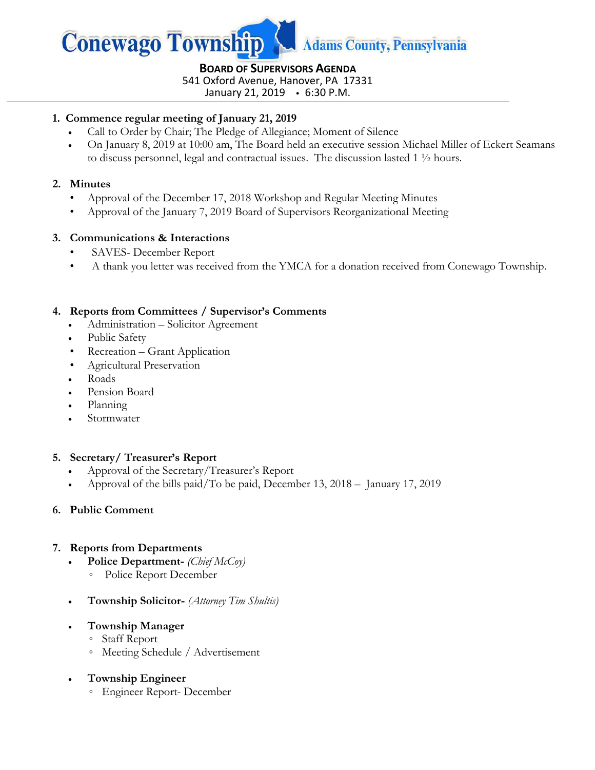# Conewago Township — Adams County, Pennsylvania

**BOARD OF SUPERVISORS AGENDA**
541 Oxford Avenue, Hanover, PA 17331
January 21, 2019 • 6:30 P.M.

1. **Commence regular meeting of January 21, 2019**
   - Call to Order by Chair; The Pledge of Allegiance; Moment of Silence
   - On January 8, 2019 at 10:00 am, The Board held an executive session Michael Miller of Eckert Seamans to discuss personnel, legal and contractual issues. The discussion lasted 1 ½ hours.

2. **Minutes**
   - Approval of the December 17, 2018 Workshop and Regular Meeting Minutes
   - Approval of the January 7, 2019 Board of Supervisors Reorganizational Meeting

3. **Communications & Interactions**
   - SAVES- December Report
   - A thank you letter was received from the YMCA for a donation received from Conewago Township.

4. **Reports from Committees / Supervisor's Comments**
   - Administration – Solicitor Agreement
   - Public Safety
   - Recreation – Grant Application
   - Agricultural Preservation
   - Roads
   - Pension Board
   - Planning
   - Stormwater

5. **Secretary/ Treasurer's Report**
   - Approval of the Secretary/Treasurer's Report
   - Approval of the bills paid/To be paid, December 13, 2018 – January 17, 2019

6. **Public Comment**

7. **Reports from Departments**
   - **Police Department-** *(Chief McCoy)*
     - Police Report December
   - **Township Solicitor-** *(Attorney Tim Shultis)*
   - **Township Manager**
     - Staff Report
     - Meeting Schedule / Advertisement
   - **Township Engineer**
     - Engineer Report- December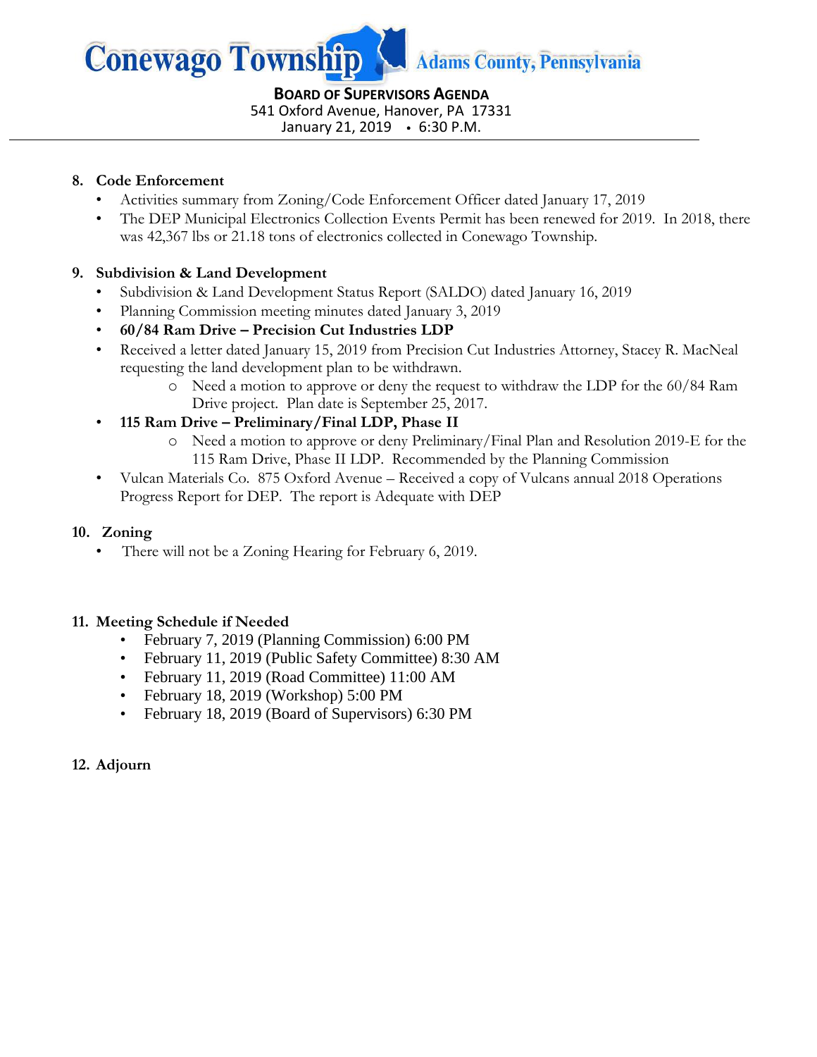# Conewago Township Adams County, Pennsylvania

**BOARD OF SUPERVISORS AGENDA**
541 Oxford Avenue, Hanover, PA 17331
January 21, 2019 • 6:30 P.M.

---

**8. Code Enforcement**

- Activities summary from Zoning/Code Enforcement Officer dated January 17, 2019
- The DEP Municipal Electronics Collection Events Permit has been renewed for 2019. In 2018, there was 42,367 lbs or 21.18 tons of electronics collected in Conewago Township.

**9. Subdivision & Land Development**

- Subdivision & Land Development Status Report (SALDO) dated January 16, 2019
- Planning Commission meeting minutes dated January 3, 2019
- **60/84 Ram Drive – Precision Cut Industries LDP**
- Received a letter dated January 15, 2019 from Precision Cut Industries Attorney, Stacey R. MacNeal requesting the land development plan to be withdrawn.
  - Need a motion to approve or deny the request to withdraw the LDP for the 60/84 Ram Drive project. Plan date is September 25, 2017.
- **115 Ram Drive – Preliminary/Final LDP, Phase II**
  - Need a motion to approve or deny Preliminary/Final Plan and Resolution 2019-E for the 115 Ram Drive, Phase II LDP. Recommended by the Planning Commission
- Vulcan Materials Co. 875 Oxford Avenue – Received a copy of Vulcans annual 2018 Operations Progress Report for DEP. The report is Adequate with DEP

**10. Zoning**

- There will not be a Zoning Hearing for February 6, 2019.

**11. Meeting Schedule if Needed**

- February 7, 2019 (Planning Commission) 6:00 PM
- February 11, 2019 (Public Safety Committee) 8:30 AM
- February 11, 2019 (Road Committee) 11:00 AM
- February 18, 2019 (Workshop) 5:00 PM
- February 18, 2019 (Board of Supervisors) 6:30 PM

**12. Adjourn**